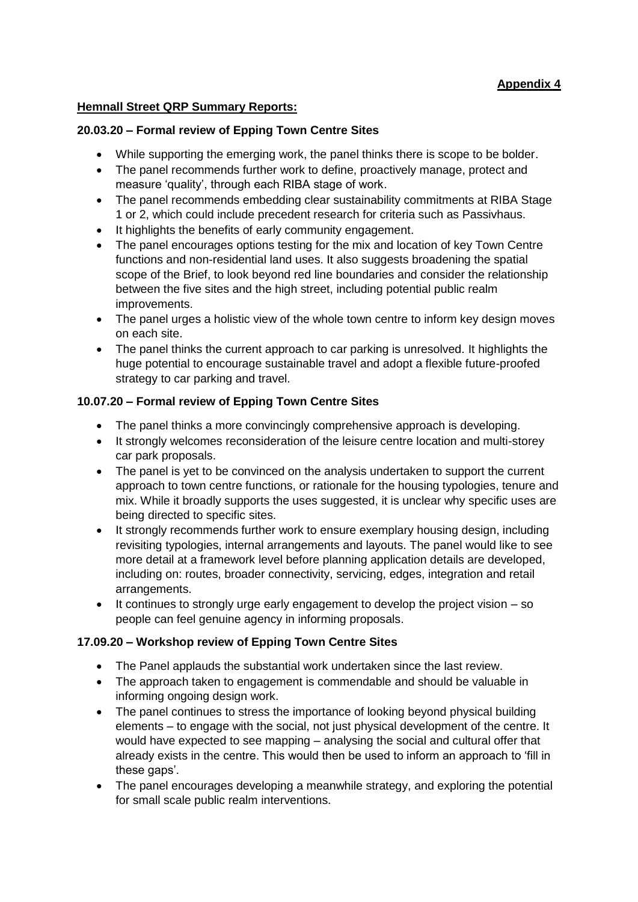**Appendix 4**

**Hemnall Street QRP Summary Reports:**

**20.03.20 – Formal review of Epping Town Centre Sites**

- While supporting the emerging work, the panel thinks there is scope to be bolder.
- The panel recommends further work to define, proactively manage, protect and measure 'quality', through each RIBA stage of work.
- The panel recommends embedding clear sustainability commitments at RIBA Stage 1 or 2, which could include precedent research for criteria such as Passivhaus.
- It highlights the benefits of early community engagement.
- The panel encourages options testing for the mix and location of key Town Centre functions and non-residential land uses. It also suggests broadening the spatial scope of the Brief, to look beyond red line boundaries and consider the relationship between the five sites and the high street, including potential public realm improvements.
- The panel urges a holistic view of the whole town centre to inform key design moves on each site.
- The panel thinks the current approach to car parking is unresolved. It highlights the huge potential to encourage sustainable travel and adopt a flexible future-proofed strategy to car parking and travel.

**10.07.20 – Formal review of Epping Town Centre Sites**

- The panel thinks a more convincingly comprehensive approach is developing.
- It strongly welcomes reconsideration of the leisure centre location and multi-storey car park proposals.
- The panel is yet to be convinced on the analysis undertaken to support the current approach to town centre functions, or rationale for the housing typologies, tenure and mix. While it broadly supports the uses suggested, it is unclear why specific uses are being directed to specific sites.
- It strongly recommends further work to ensure exemplary housing design, including revisiting typologies, internal arrangements and layouts. The panel would like to see more detail at a framework level before planning application details are developed, including on: routes, broader connectivity, servicing, edges, integration and retail arrangements.
- It continues to strongly urge early engagement to develop the project vision – so people can feel genuine agency in informing proposals.

**17.09.20 – Workshop review of Epping Town Centre Sites**

- The Panel applauds the substantial work undertaken since the last review.
- The approach taken to engagement is commendable and should be valuable in informing ongoing design work.
- The panel continues to stress the importance of looking beyond physical building elements – to engage with the social, not just physical development of the centre. It would have expected to see mapping – analysing the social and cultural offer that already exists in the centre. This would then be used to inform an approach to 'fill in these gaps'.
- The panel encourages developing a meanwhile strategy, and exploring the potential for small scale public realm interventions.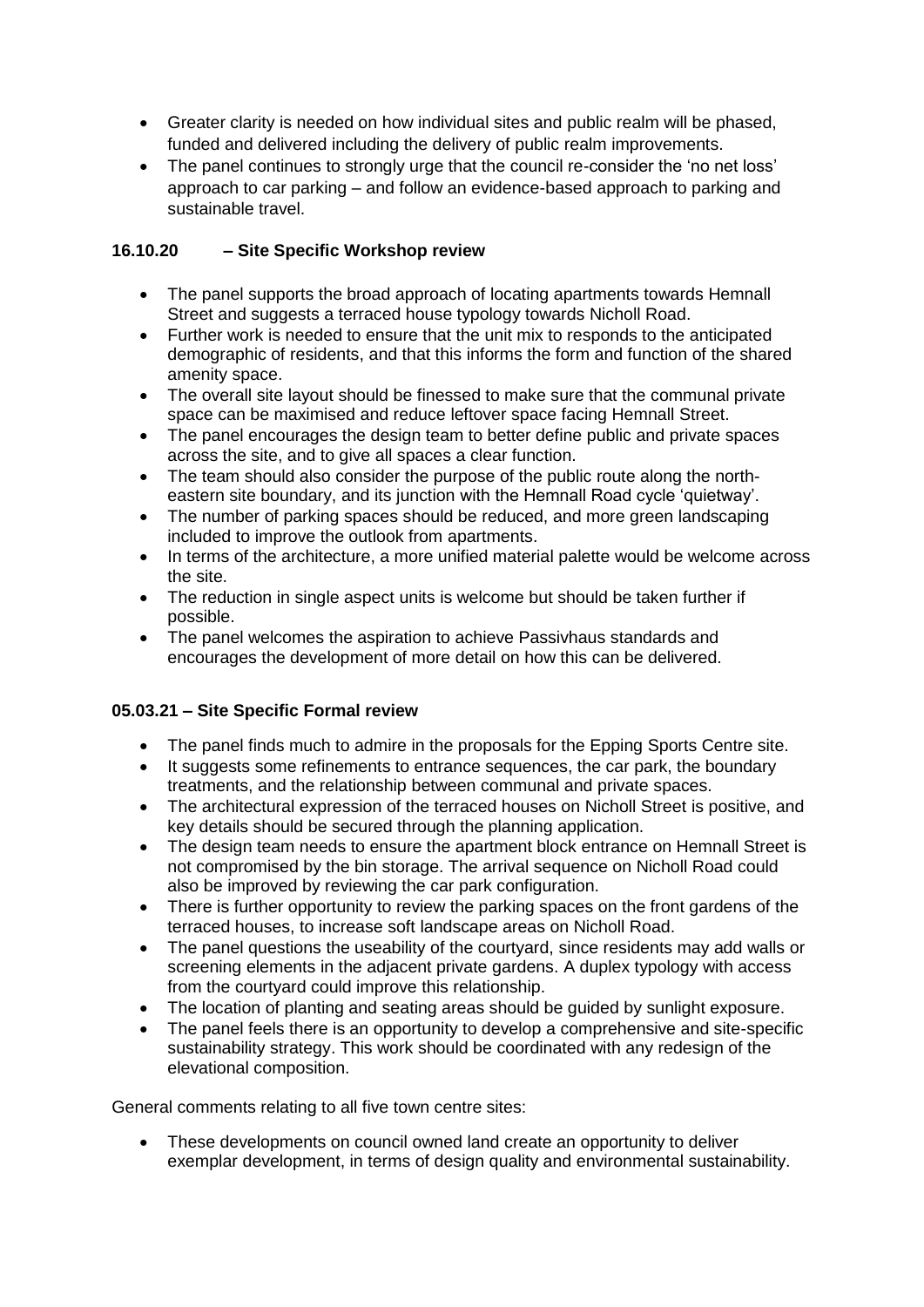- Greater clarity is needed on how individual sites and public realm will be phased, funded and delivered including the delivery of public realm improvements.
- The panel continues to strongly urge that the council re-consider the 'no net loss' approach to car parking – and follow an evidence-based approach to parking and sustainable travel.

**16.10.20 – Site Specific Workshop review**

- The panel supports the broad approach of locating apartments towards Hemnall Street and suggests a terraced house typology towards Nicholl Road.
- Further work is needed to ensure that the unit mix to responds to the anticipated demographic of residents, and that this informs the form and function of the shared amenity space.
- The overall site layout should be finessed to make sure that the communal private space can be maximised and reduce leftover space facing Hemnall Street.
- The panel encourages the design team to better define public and private spaces across the site, and to give all spaces a clear function.
- The team should also consider the purpose of the public route along the north-eastern site boundary, and its junction with the Hemnall Road cycle 'quietway'.
- The number of parking spaces should be reduced, and more green landscaping included to improve the outlook from apartments.
- In terms of the architecture, a more unified material palette would be welcome across the site.
- The reduction in single aspect units is welcome but should be taken further if possible.
- The panel welcomes the aspiration to achieve Passivhaus standards and encourages the development of more detail on how this can be delivered.

**05.03.21 – Site Specific Formal review**

- The panel finds much to admire in the proposals for the Epping Sports Centre site.
- It suggests some refinements to entrance sequences, the car park, the boundary treatments, and the relationship between communal and private spaces.
- The architectural expression of the terraced houses on Nicholl Street is positive, and key details should be secured through the planning application.
- The design team needs to ensure the apartment block entrance on Hemnall Street is not compromised by the bin storage. The arrival sequence on Nicholl Road could also be improved by reviewing the car park configuration.
- There is further opportunity to review the parking spaces on the front gardens of the terraced houses, to increase soft landscape areas on Nicholl Road.
- The panel questions the useability of the courtyard, since residents may add walls or screening elements in the adjacent private gardens. A duplex typology with access from the courtyard could improve this relationship.
- The location of planting and seating areas should be guided by sunlight exposure.
- The panel feels there is an opportunity to develop a comprehensive and site-specific sustainability strategy. This work should be coordinated with any redesign of the elevational composition.

General comments relating to all five town centre sites:

- These developments on council owned land create an opportunity to deliver exemplar development, in terms of design quality and environmental sustainability.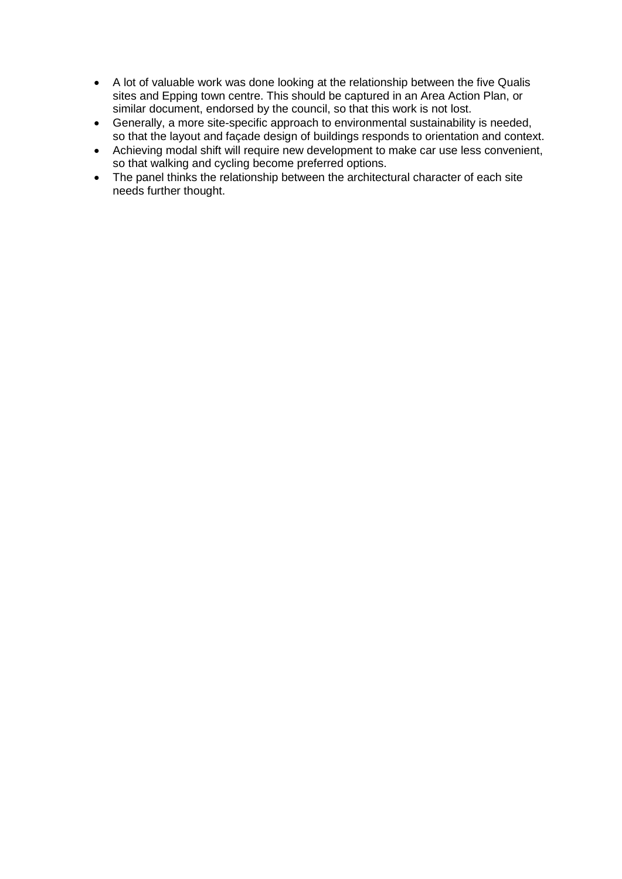- A lot of valuable work was done looking at the relationship between the five Qualis sites and Epping town centre. This should be captured in an Area Action Plan, or similar document, endorsed by the council, so that this work is not lost.
- Generally, a more site-specific approach to environmental sustainability is needed, so that the layout and façade design of buildings responds to orientation and context.
- Achieving modal shift will require new development to make car use less convenient, so that walking and cycling become preferred options.
- The panel thinks the relationship between the architectural character of each site needs further thought.